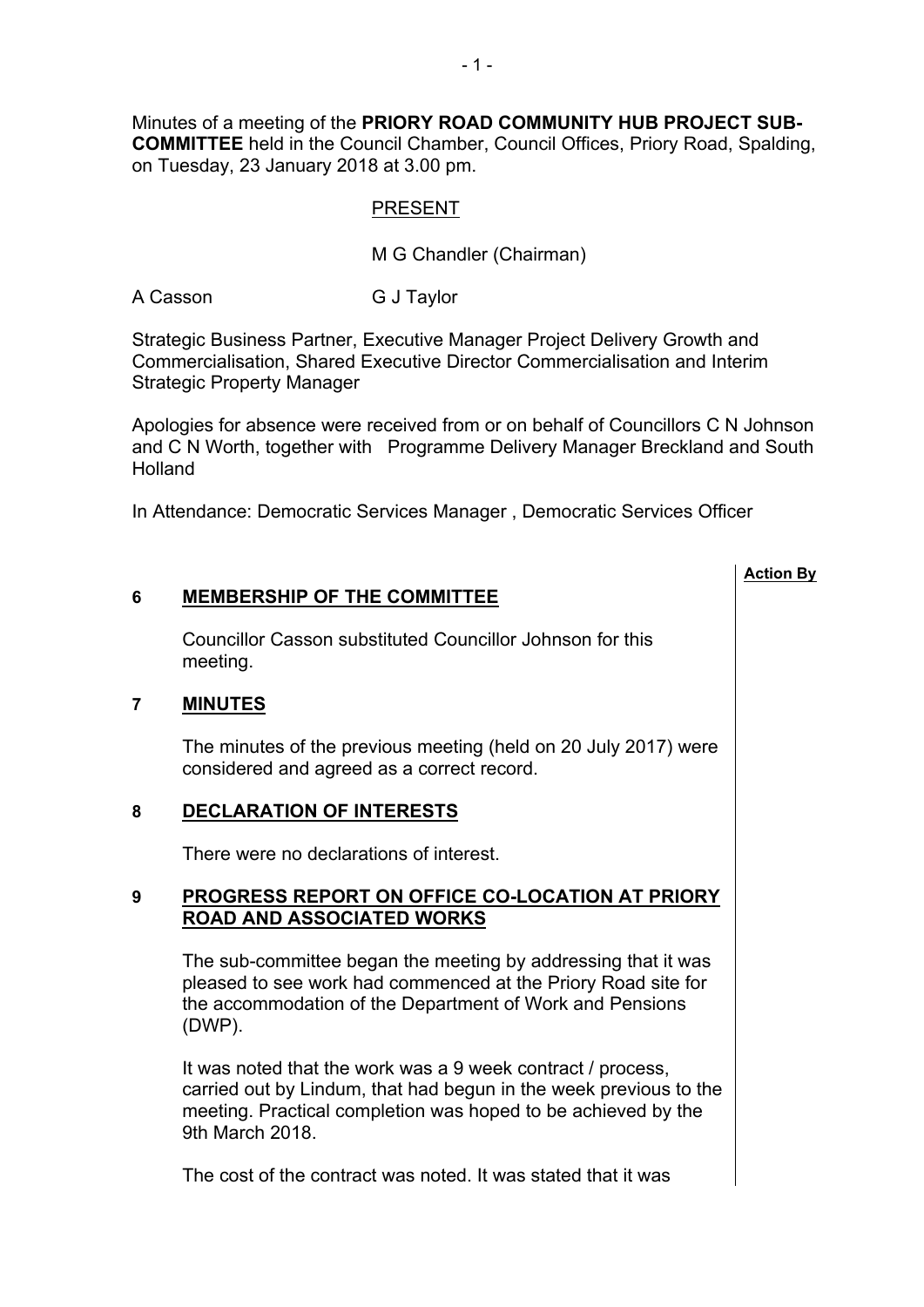Minutes of a meeting of the **PRIORY ROAD COMMUNITY HUB PROJECT SUB-COMMITTEE** held in the Council Chamber, Council Offices, Priory Road, Spalding, on Tuesday, 23 January 2018 at 3.00 pm.

PRESENT

M G Chandler (Chairman)

A Casson G J Taylor

Strategic Business Partner, Executive Manager Project Delivery Growth and Commercialisation, Shared Executive Director Commercialisation and Interim Strategic Property Manager

Apologies for absence were received from or on behalf of Councillors C N Johnson and C N Worth, together with Programme Delivery Manager Breckland and South Holland

In Attendance: Democratic Services Manager , Democratic Services Officer

**Action By**

## 6 MEMBERSHIP OF THE COMMITTEE

Councillor Casson substituted Councillor Johnson for this meeting.

## 7 MINUTES

The minutes of the previous meeting (held on 20 July 2017) were considered and agreed as a correct record.

## 8 DECLARATION OF INTERESTS

There were no declarations of interest.

## 9 PROGRESS REPORT ON OFFICE CO-LOCATION AT PRIORY ROAD AND ASSOCIATED WORKS

The sub-committee began the meeting by addressing that it was pleased to see work had commenced at the Priory Road site for the accommodation of the Department of Work and Pensions (DWP).

It was noted that the work was a 9 week contract / process, carried out by Lindum, that had begun in the week previous to the meeting. Practical completion was hoped to be achieved by the 9th March 2018.

The cost of the contract was noted. It was stated that it was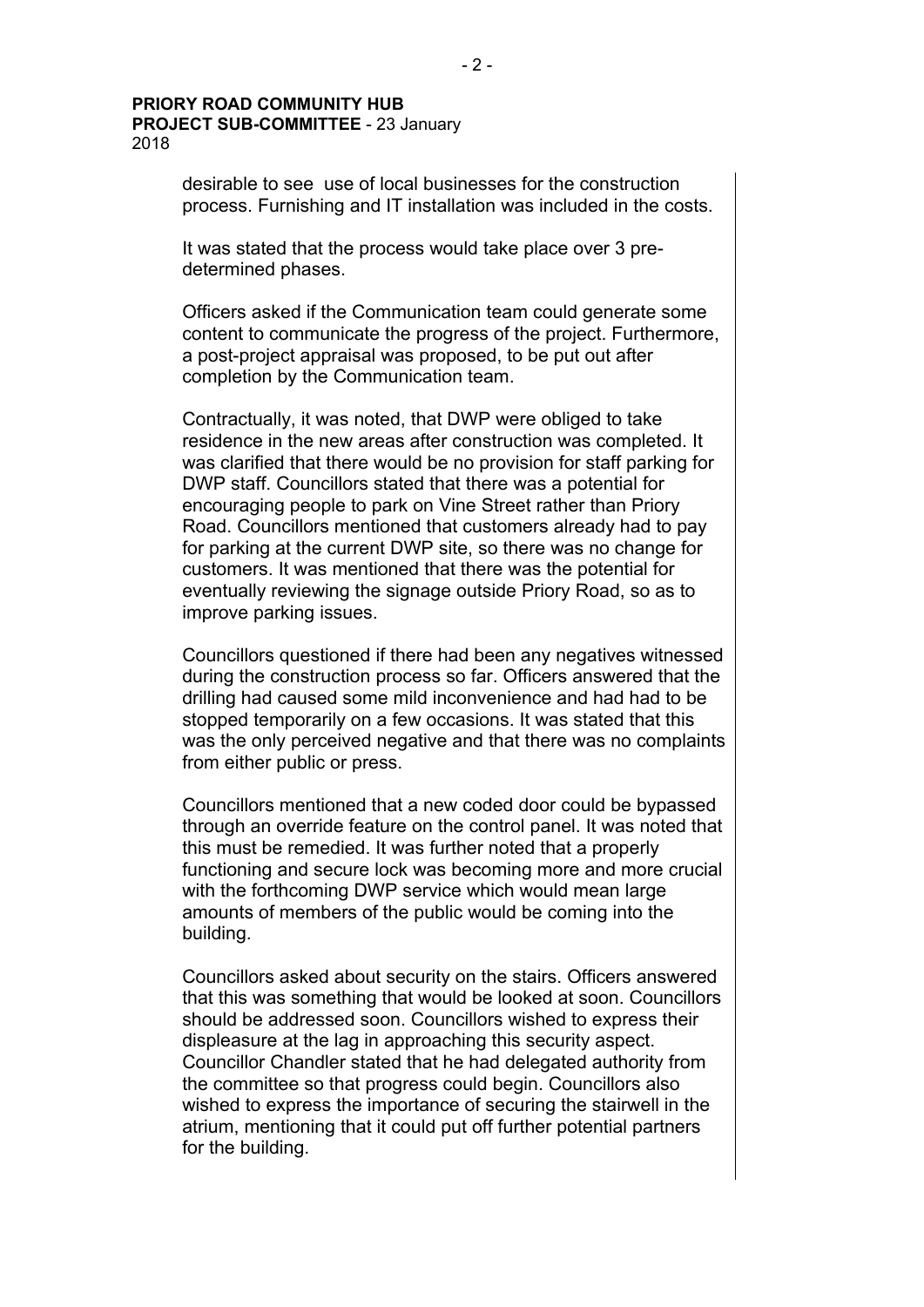desirable to see  use of local businesses for the construction process. Furnishing and IT installation was included in the costs.

It was stated that the process would take place over 3 pre-determined phases.

Officers asked if the Communication team could generate some content to communicate the progress of the project. Furthermore, a post-project appraisal was proposed, to be put out after completion by the Communication team.

Contractually, it was noted, that DWP were obliged to take residence in the new areas after construction was completed. It was clarified that there would be no provision for staff parking for DWP staff. Councillors stated that there was a potential for encouraging people to park on Vine Street rather than Priory Road. Councillors mentioned that customers already had to pay for parking at the current DWP site, so there was no change for customers. It was mentioned that there was the potential for eventually reviewing the signage outside Priory Road, so as to improve parking issues.

Councillors questioned if there had been any negatives witnessed during the construction process so far. Officers answered that the drilling had caused some mild inconvenience and had had to be stopped temporarily on a few occasions. It was stated that this was the only perceived negative and that there was no complaints from either public or press.

Councillors mentioned that a new coded door could be bypassed through an override feature on the control panel. It was noted that this must be remedied. It was further noted that a properly functioning and secure lock was becoming more and more crucial with the forthcoming DWP service which would mean large amounts of members of the public would be coming into the building.

Councillors asked about security on the stairs. Officers answered that this was something that would be looked at soon. Councillors should be addressed soon. Councillors wished to express their displeasure at the lag in approaching this security aspect. Councillor Chandler stated that he had delegated authority from the committee so that progress could begin. Councillors also wished to express the importance of securing the stairwell in the atrium, mentioning that it could put off further potential partners for the building.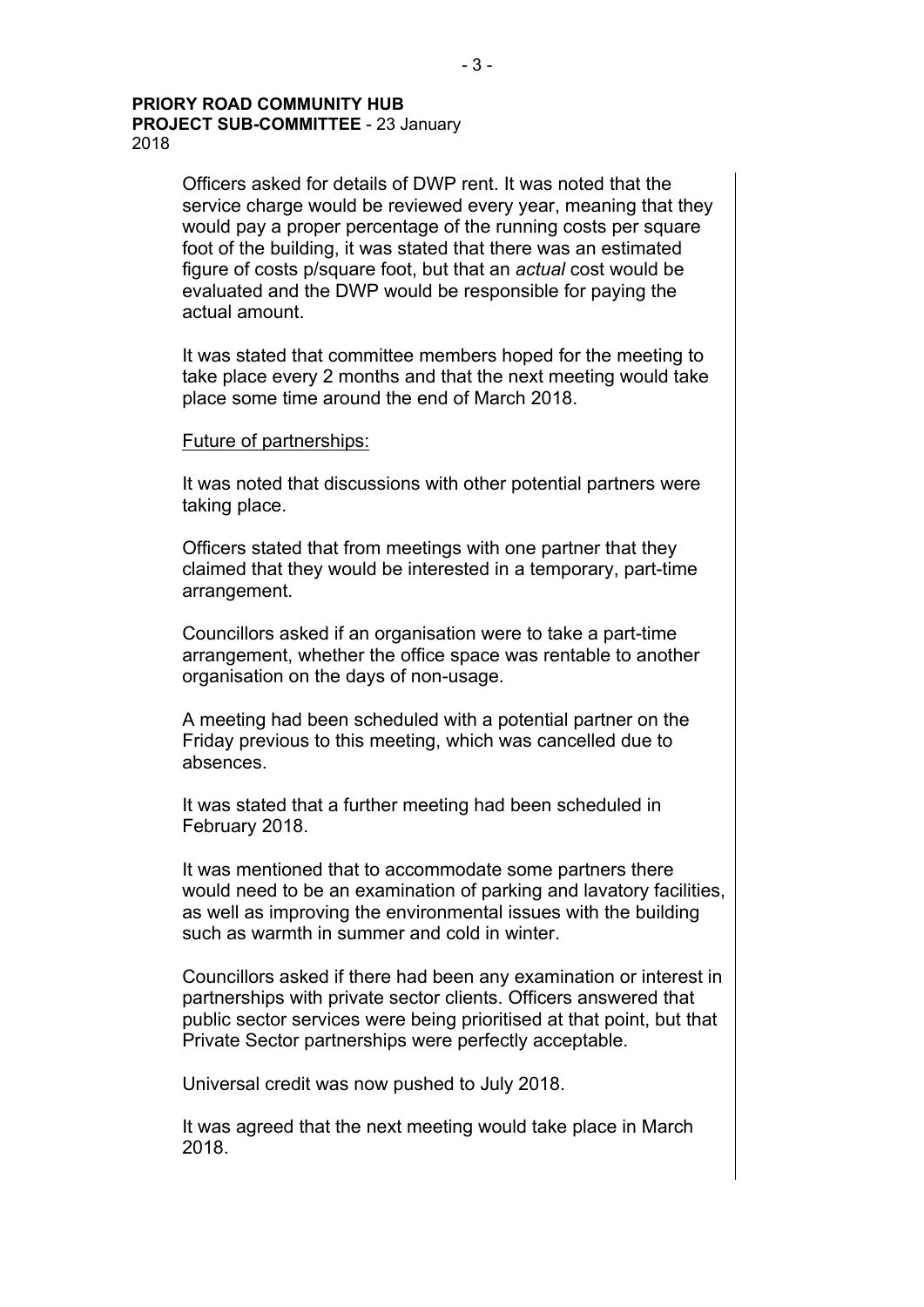Officers asked for details of DWP rent. It was noted that the service charge would be reviewed every year, meaning that they would pay a proper percentage of the running costs per square foot of the building, it was stated that there was an estimated figure of costs p/square foot, but that an *actual* cost would be evaluated and the DWP would be responsible for paying the actual amount.

It was stated that committee members hoped for the meeting to take place every 2 months and that the next meeting would take place some time around the end of March 2018.

Future of partnerships:

It was noted that discussions with other potential partners were taking place.

Officers stated that from meetings with one partner that they claimed that they would be interested in a temporary, part-time arrangement.

Councillors asked if an organisation were to take a part-time arrangement, whether the office space was rentable to another organisation on the days of non-usage.

A meeting had been scheduled with a potential partner on the Friday previous to this meeting, which was cancelled due to absences.

It was stated that a further meeting had been scheduled in February 2018.

It was mentioned that to accommodate some partners there would need to be an examination of parking and lavatory facilities, as well as improving the environmental issues with the building such as warmth in summer and cold in winter.

Councillors asked if there had been any examination or interest in partnerships with private sector clients. Officers answered that public sector services were being prioritised at that point, but that Private Sector partnerships were perfectly acceptable.

Universal credit was now pushed to July 2018.

It was agreed that the next meeting would take place in March 2018.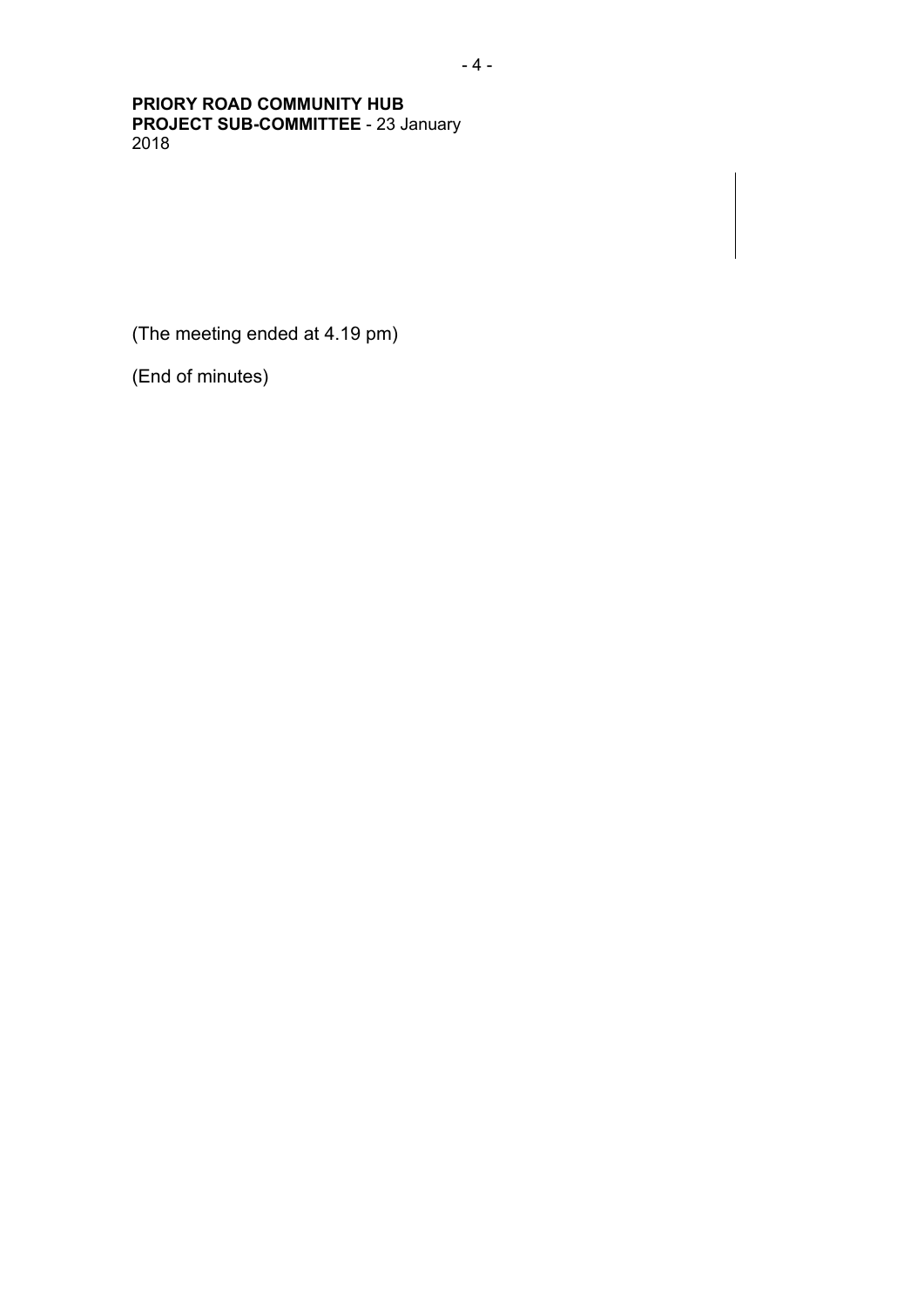(The meeting ended at 4.19 pm)

(End of minutes)